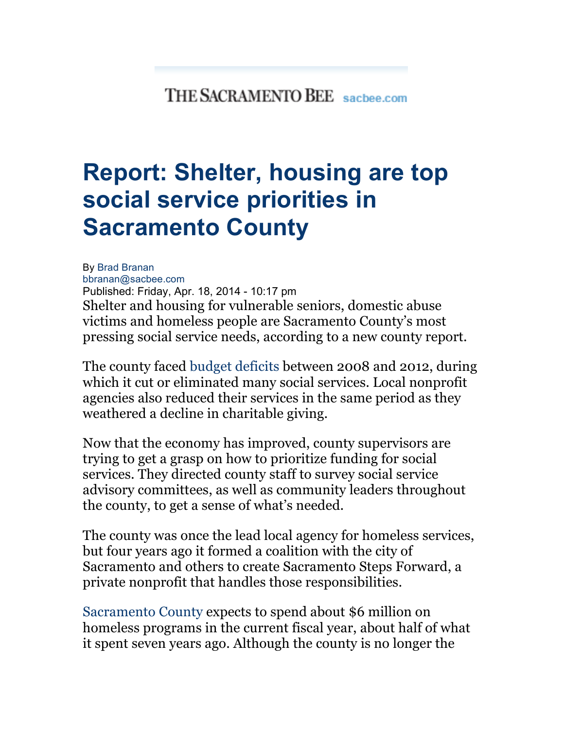THE SACRAMENTO BEE sacbee.com

# Report: Shelter, housing are top social service priorities in Sacramento County

By Brad Branan
bbranan@sacbee.com
Published: Friday, Apr. 18, 2014 - 10:17 pm

Shelter and housing for vulnerable seniors, domestic abuse victims and homeless people are Sacramento County's most pressing social service needs, according to a new county report.

The county faced budget deficits between 2008 and 2012, during which it cut or eliminated many social services. Local nonprofit agencies also reduced their services in the same period as they weathered a decline in charitable giving.

Now that the economy has improved, county supervisors are trying to get a grasp on how to prioritize funding for social services. They directed county staff to survey social service advisory committees, as well as community leaders throughout the county, to get a sense of what's needed.

The county was once the lead local agency for homeless services, but four years ago it formed a coalition with the city of Sacramento and others to create Sacramento Steps Forward, a private nonprofit that handles those responsibilities.

Sacramento County expects to spend about $6 million on homeless programs in the current fiscal year, about half of what it spent seven years ago. Although the county is no longer the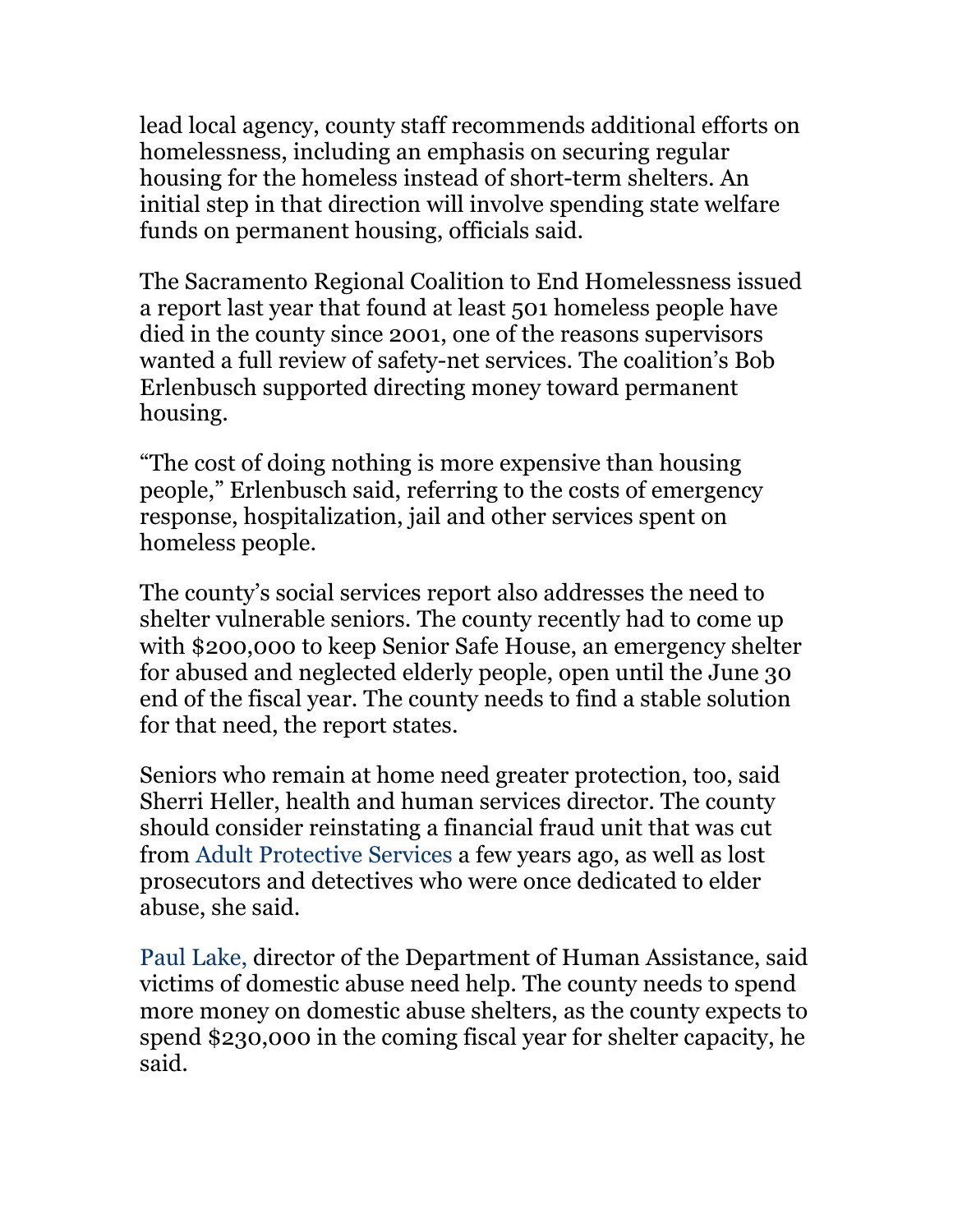lead local agency, county staff recommends additional efforts on homelessness, including an emphasis on securing regular housing for the homeless instead of short-term shelters. An initial step in that direction will involve spending state welfare funds on permanent housing, officials said.

The Sacramento Regional Coalition to End Homelessness issued a report last year that found at least 501 homeless people have died in the county since 2001, one of the reasons supervisors wanted a full review of safety-net services. The coalition's Bob Erlenbusch supported directing money toward permanent housing.

"The cost of doing nothing is more expensive than housing people," Erlenbusch said, referring to the costs of emergency response, hospitalization, jail and other services spent on homeless people.

The county's social services report also addresses the need to shelter vulnerable seniors. The county recently had to come up with $200,000 to keep Senior Safe House, an emergency shelter for abused and neglected elderly people, open until the June 30 end of the fiscal year. The county needs to find a stable solution for that need, the report states.

Seniors who remain at home need greater protection, too, said Sherri Heller, health and human services director. The county should consider reinstating a financial fraud unit that was cut from Adult Protective Services a few years ago, as well as lost prosecutors and detectives who were once dedicated to elder abuse, she said.

Paul Lake, director of the Department of Human Assistance, said victims of domestic abuse need help. The county needs to spend more money on domestic abuse shelters, as the county expects to spend $230,000 in the coming fiscal year for shelter capacity, he said.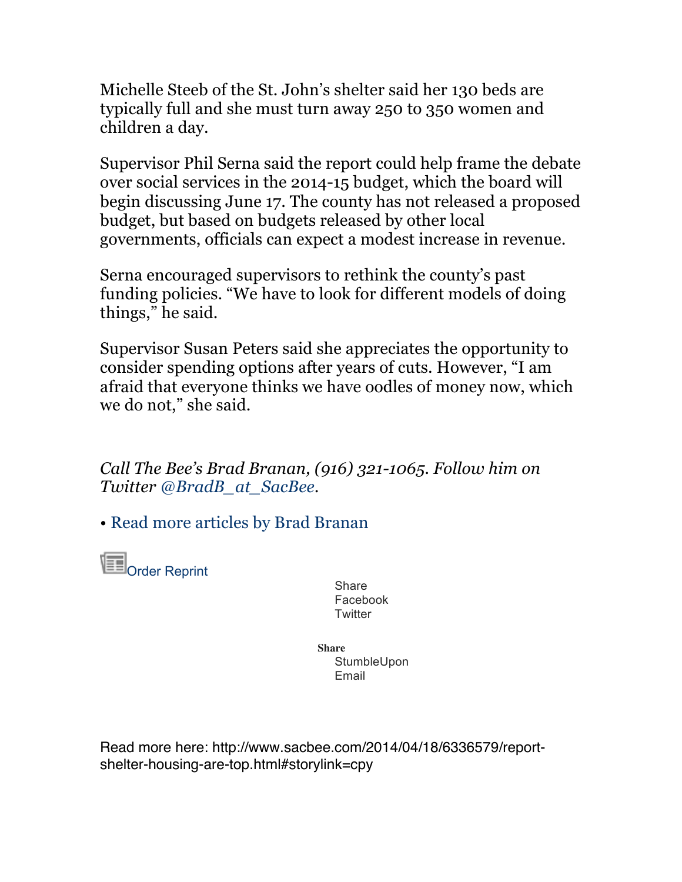Michelle Steeb of the St. John's shelter said her 130 beds are typically full and she must turn away 250 to 350 women and children a day.

Supervisor Phil Serna said the report could help frame the debate over social services in the 2014-15 budget, which the board will begin discussing June 17. The county has not released a proposed budget, but based on budgets released by other local governments, officials can expect a modest increase in revenue.

Serna encouraged supervisors to rethink the county's past funding policies. "We have to look for different models of doing things," he said.

Supervisor Susan Peters said she appreciates the opportunity to consider spending options after years of cuts. However, "I am afraid that everyone thinks we have oodles of money now, which we do not," she said.

*Call The Bee's Brad Branan, (916) 321-1065. Follow him on Twitter @BradB_at_SacBee.*

• Read more articles by Brad Branan

Order Reprint

Share
Facebook
Twitter

**Share**
StumbleUpon
Email

Read more here: http://www.sacbee.com/2014/04/18/6336579/report-shelter-housing-are-top.html#storylink=cpy